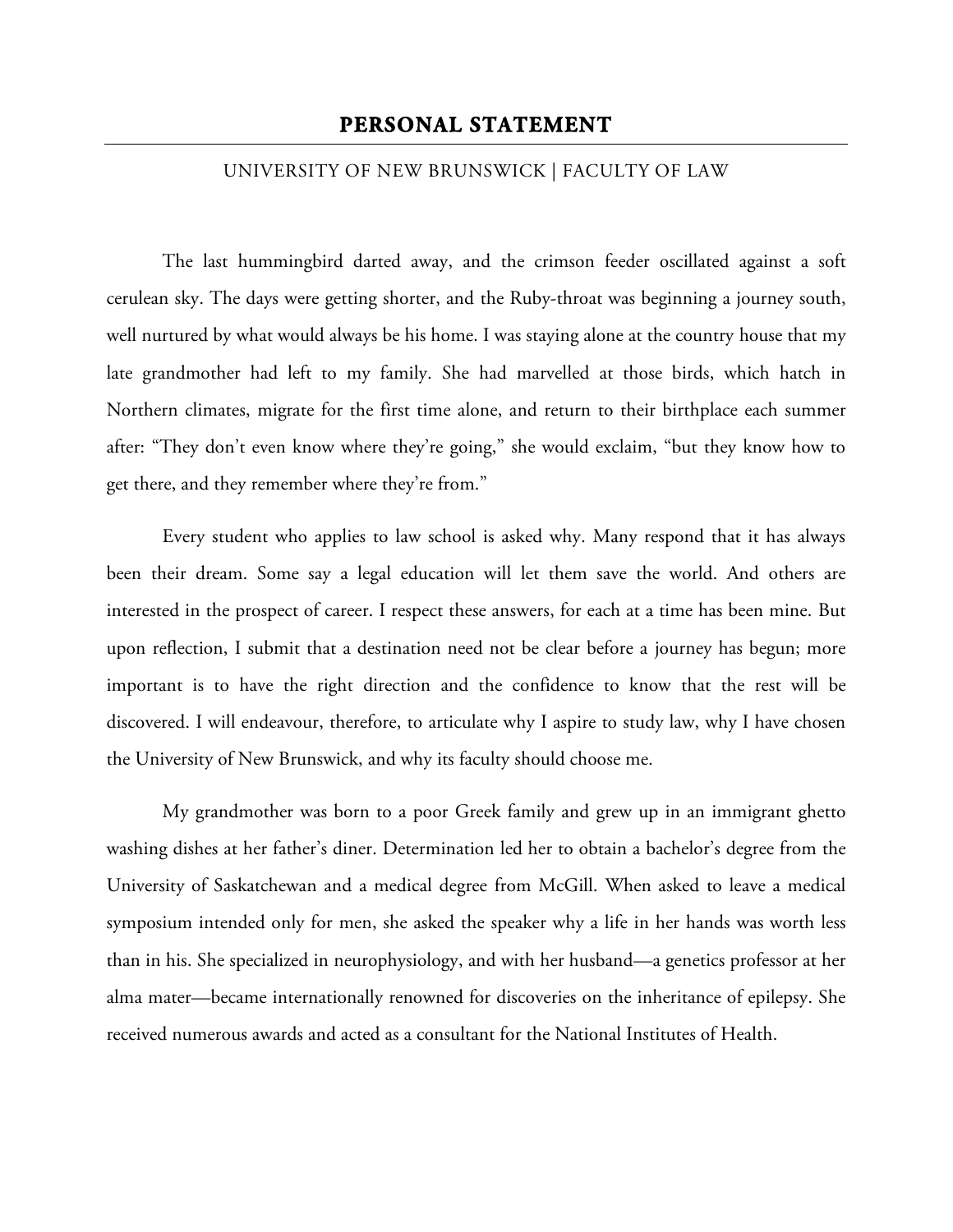# PERSONAL STATEMENT

UNIVERSITY OF NEW BRUNSWICK | FACULTY OF LAW

The last hummingbird darted away, and the crimson feeder oscillated against a soft cerulean sky. The days were getting shorter, and the Ruby-throat was beginning a journey south, well nurtured by what would always be his home. I was staying alone at the country house that my late grandmother had left to my family. She had marvelled at those birds, which hatch in Northern climates, migrate for the first time alone, and return to their birthplace each summer after: "They don't even know where they're going," she would exclaim, "but they know how to get there, and they remember where they're from."

Every student who applies to law school is asked why. Many respond that it has always been their dream. Some say a legal education will let them save the world. And others are interested in the prospect of career. I respect these answers, for each at a time has been mine. But upon reflection, I submit that a destination need not be clear before a journey has begun; more important is to have the right direction and the confidence to know that the rest will be discovered. I will endeavour, therefore, to articulate why I aspire to study law, why I have chosen the University of New Brunswick, and why its faculty should choose me.

My grandmother was born to a poor Greek family and grew up in an immigrant ghetto washing dishes at her father's diner. Determination led her to obtain a bachelor's degree from the University of Saskatchewan and a medical degree from McGill. When asked to leave a medical symposium intended only for men, she asked the speaker why a life in her hands was worth less than in his. She specialized in neurophysiology, and with her husband—a genetics professor at her alma mater—became internationally renowned for discoveries on the inheritance of epilepsy. She received numerous awards and acted as a consultant for the National Institutes of Health.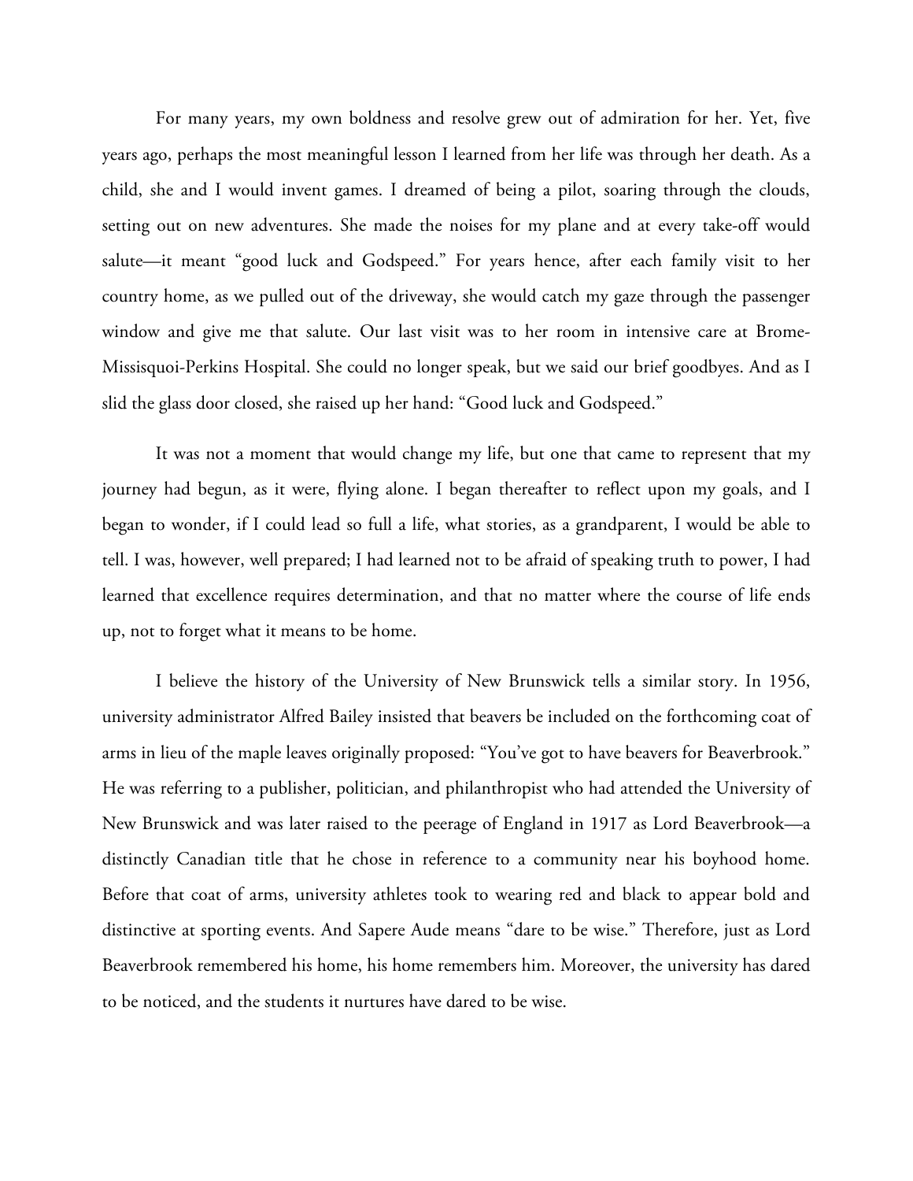For many years, my own boldness and resolve grew out of admiration for her. Yet, five years ago, perhaps the most meaningful lesson I learned from her life was through her death. As a child, she and I would invent games. I dreamed of being a pilot, soaring through the clouds, setting out on new adventures. She made the noises for my plane and at every take-off would salute—it meant "good luck and Godspeed." For years hence, after each family visit to her country home, as we pulled out of the driveway, she would catch my gaze through the passenger window and give me that salute. Our last visit was to her room in intensive care at Brome-Missisquoi-Perkins Hospital. She could no longer speak, but we said our brief goodbyes. And as I slid the glass door closed, she raised up her hand: "Good luck and Godspeed."

It was not a moment that would change my life, but one that came to represent that my journey had begun, as it were, flying alone. I began thereafter to reflect upon my goals, and I began to wonder, if I could lead so full a life, what stories, as a grandparent, I would be able to tell. I was, however, well prepared; I had learned not to be afraid of speaking truth to power, I had learned that excellence requires determination, and that no matter where the course of life ends up, not to forget what it means to be home.

I believe the history of the University of New Brunswick tells a similar story. In 1956, university administrator Alfred Bailey insisted that beavers be included on the forthcoming coat of arms in lieu of the maple leaves originally proposed: "You've got to have beavers for Beaverbrook." He was referring to a publisher, politician, and philanthropist who had attended the University of New Brunswick and was later raised to the peerage of England in 1917 as Lord Beaverbrook—a distinctly Canadian title that he chose in reference to a community near his boyhood home. Before that coat of arms, university athletes took to wearing red and black to appear bold and distinctive at sporting events. And Sapere Aude means "dare to be wise." Therefore, just as Lord Beaverbrook remembered his home, his home remembers him. Moreover, the university has dared to be noticed, and the students it nurtures have dared to be wise.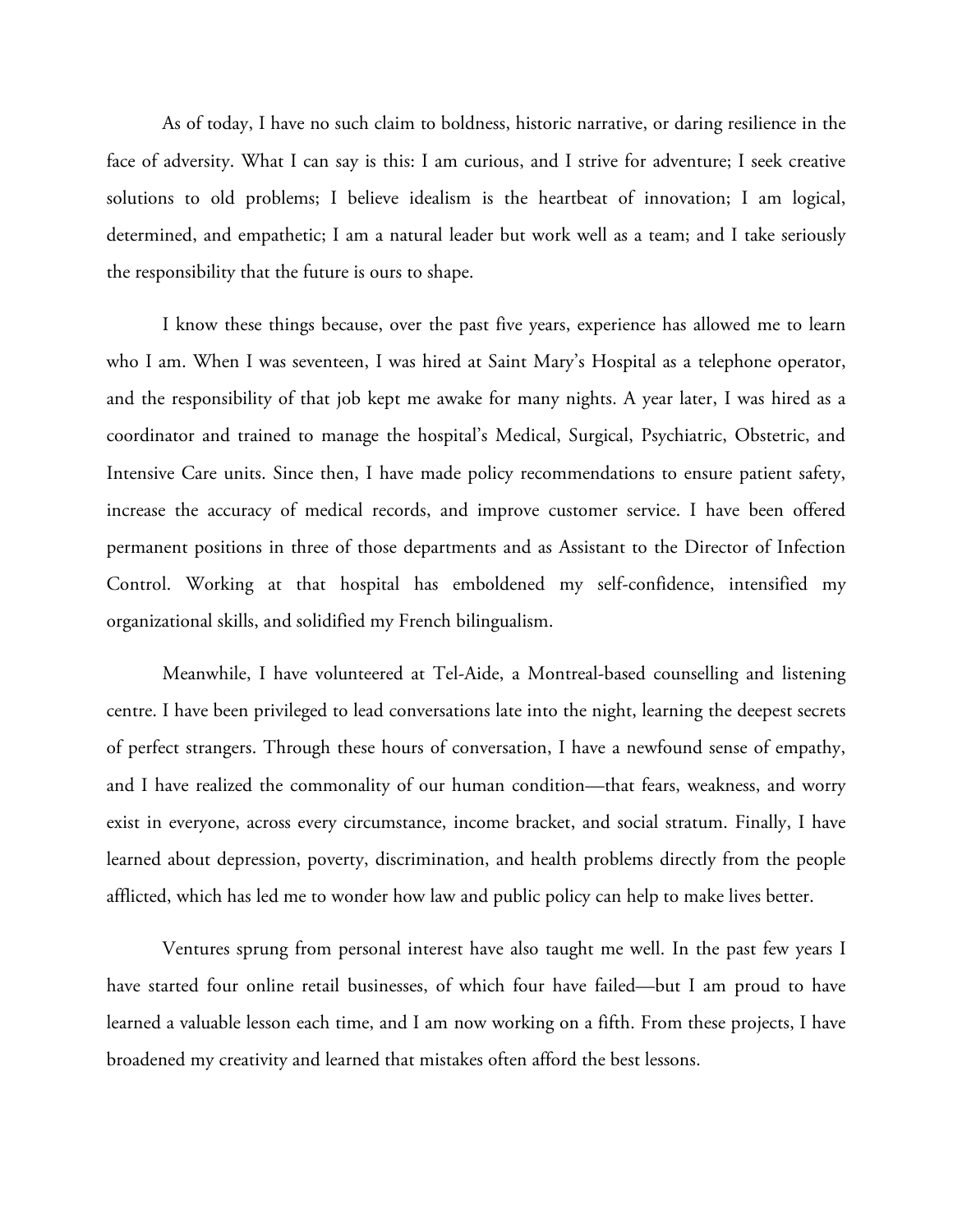As of today, I have no such claim to boldness, historic narrative, or daring resilience in the face of adversity. What I can say is this: I am curious, and I strive for adventure; I seek creative solutions to old problems; I believe idealism is the heartbeat of innovation; I am logical, determined, and empathetic; I am a natural leader but work well as a team; and I take seriously the responsibility that the future is ours to shape.

I know these things because, over the past five years, experience has allowed me to learn who I am. When I was seventeen, I was hired at Saint Mary's Hospital as a telephone operator, and the responsibility of that job kept me awake for many nights. A year later, I was hired as a coordinator and trained to manage the hospital's Medical, Surgical, Psychiatric, Obstetric, and Intensive Care units. Since then, I have made policy recommendations to ensure patient safety, increase the accuracy of medical records, and improve customer service. I have been offered permanent positions in three of those departments and as Assistant to the Director of Infection Control. Working at that hospital has emboldened my self-confidence, intensified my organizational skills, and solidified my French bilingualism.

Meanwhile, I have volunteered at Tel-Aide, a Montreal-based counselling and listening centre. I have been privileged to lead conversations late into the night, learning the deepest secrets of perfect strangers. Through these hours of conversation, I have a newfound sense of empathy, and I have realized the commonality of our human condition—that fears, weakness, and worry exist in everyone, across every circumstance, income bracket, and social stratum. Finally, I have learned about depression, poverty, discrimination, and health problems directly from the people afflicted, which has led me to wonder how law and public policy can help to make lives better.

Ventures sprung from personal interest have also taught me well. In the past few years I have started four online retail businesses, of which four have failed—but I am proud to have learned a valuable lesson each time, and I am now working on a fifth. From these projects, I have broadened my creativity and learned that mistakes often afford the best lessons.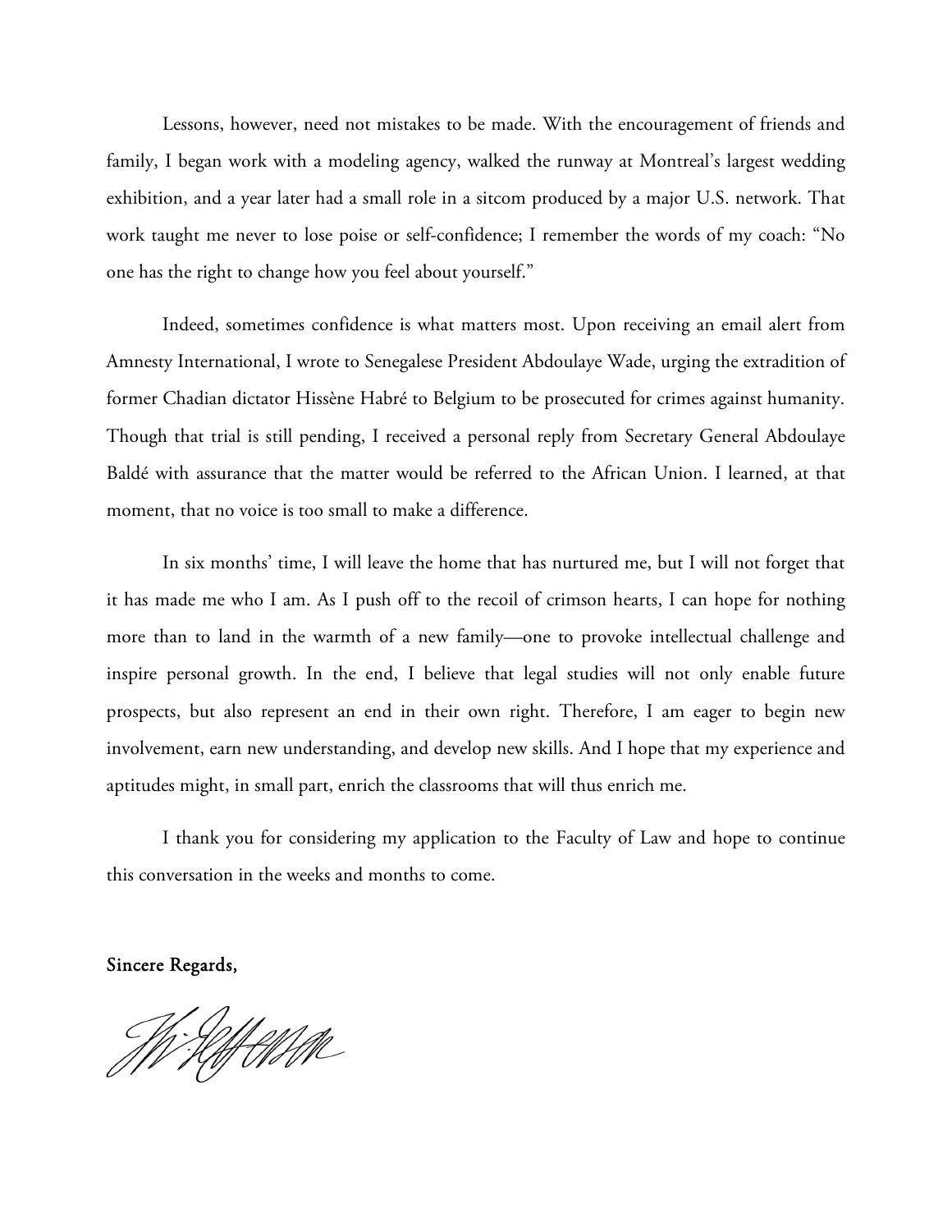Lessons, however, need not mistakes to be made. With the encouragement of friends and family, I began work with a modeling agency, walked the runway at Montreal's largest wedding exhibition, and a year later had a small role in a sitcom produced by a major U.S. network. That work taught me never to lose poise or self-confidence; I remember the words of my coach: "No one has the right to change how you feel about yourself."

Indeed, sometimes confidence is what matters most. Upon receiving an email alert from Amnesty International, I wrote to Senegalese President Abdoulaye Wade, urging the extradition of former Chadian dictator Hissène Habré to Belgium to be prosecuted for crimes against humanity. Though that trial is still pending, I received a personal reply from Secretary General Abdoulaye Baldé with assurance that the matter would be referred to the African Union. I learned, at that moment, that no voice is too small to make a difference.

In six months' time, I will leave the home that has nurtured me, but I will not forget that it has made me who I am. As I push off to the recoil of crimson hearts, I can hope for nothing more than to land in the warmth of a new family—one to provoke intellectual challenge and inspire personal growth. In the end, I believe that legal studies will not only enable future prospects, but also represent an end in their own right. Therefore, I am eager to begin new involvement, earn new understanding, and develop new skills. And I hope that my experience and aptitudes might, in small part, enrich the classrooms that will thus enrich me.

I thank you for considering my application to the Faculty of Law and hope to continue this conversation in the weeks and months to come.

**Sincere Regards,**